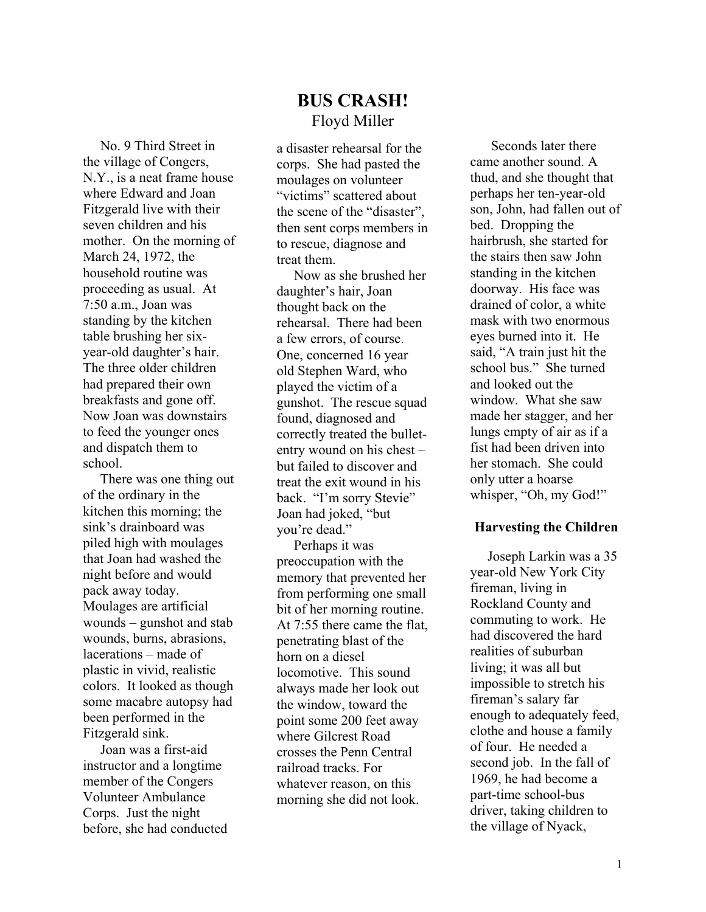# BUS CRASH!

Floyd Miller

No. 9 Third Street in the village of Congers, N.Y., is a neat frame house where Edward and Joan Fitzgerald live with their seven children and his mother. On the morning of March 24, 1972, the household routine was proceeding as usual. At 7:50 a.m., Joan was standing by the kitchen table brushing her six-year-old daughter's hair. The three older children had prepared their own breakfasts and gone off. Now Joan was downstairs to feed the younger ones and dispatch them to school.

There was one thing out of the ordinary in the kitchen this morning; the sink's drainboard was piled high with moulages that Joan had washed the night before and would pack away today. Moulages are artificial wounds – gunshot and stab wounds, burns, abrasions, lacerations – made of plastic in vivid, realistic colors. It looked as though some macabre autopsy had been performed in the Fitzgerald sink.

Joan was a first-aid instructor and a longtime member of the Congers Volunteer Ambulance Corps. Just the night before, she had conducted a disaster rehearsal for the corps. She had pasted the moulages on volunteer "victims" scattered about the scene of the "disaster", then sent corps members in to rescue, diagnose and treat them.

Now as she brushed her daughter's hair, Joan thought back on the rehearsal. There had been a few errors, of course. One, concerned 16 year old Stephen Ward, who played the victim of a gunshot. The rescue squad found, diagnosed and correctly treated the bullet-entry wound on his chest – but failed to discover and treat the exit wound in his back. "I'm sorry Stevie" Joan had joked, "but you're dead."

Perhaps it was preoccupation with the memory that prevented her from performing one small bit of her morning routine. At 7:55 there came the flat, penetrating blast of the horn on a diesel locomotive. This sound always made her look out the window, toward the point some 200 feet away where Gilcrest Road crosses the Penn Central railroad tracks. For whatever reason, on this morning she did not look.

Seconds later there came another sound. A thud, and she thought that perhaps her ten-year-old son, John, had fallen out of bed. Dropping the hairbrush, she started for the stairs then saw John standing in the kitchen doorway. His face was drained of color, a white mask with two enormous eyes burned into it. He said, "A train just hit the school bus." She turned and looked out the window. What she saw made her stagger, and her lungs empty of air as if a fist had been driven into her stomach. She could only utter a hoarse whisper, "Oh, my God!"

## Harvesting the Children

Joseph Larkin was a 35 year-old New York City fireman, living in Rockland County and commuting to work. He had discovered the hard realities of suburban living; it was all but impossible to stretch his fireman's salary far enough to adequately feed, clothe and house a family of four. He needed a second job. In the fall of 1969, he had become a part-time school-bus driver, taking children to the village of Nyack,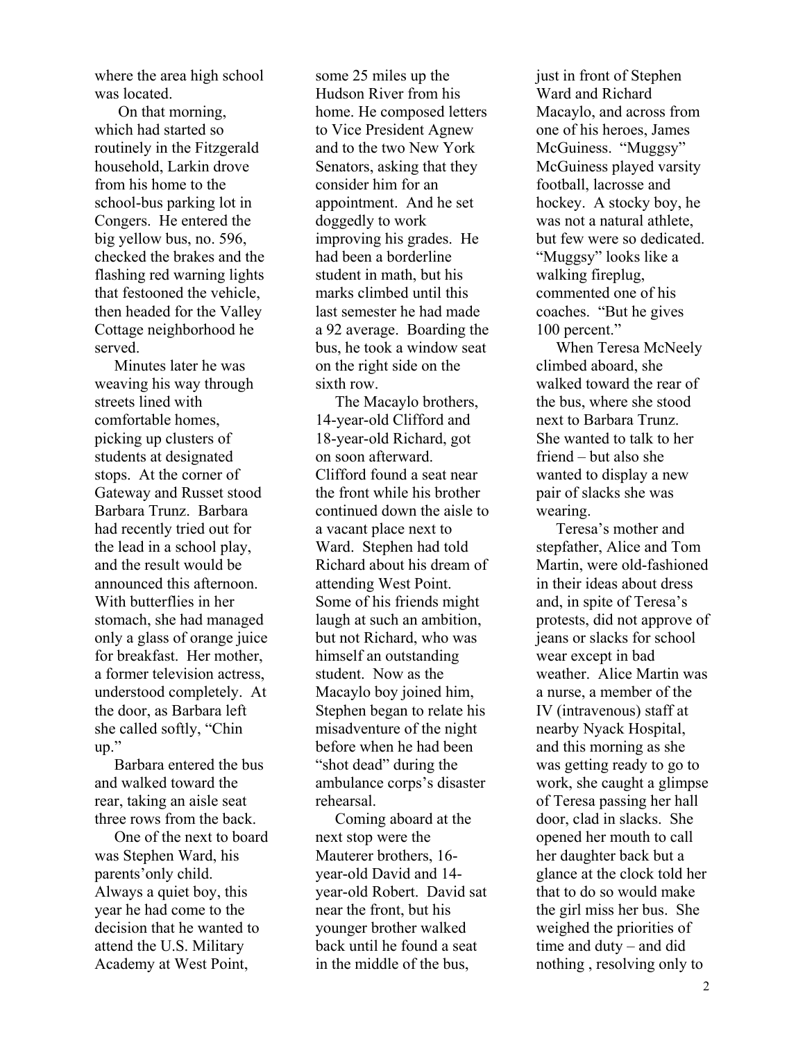where the area high school was located.

On that morning, which had started so routinely in the Fitzgerald household, Larkin drove from his home to the school-bus parking lot in Congers. He entered the big yellow bus, no. 596, checked the brakes and the flashing red warning lights that festooned the vehicle, then headed for the Valley Cottage neighborhood he served.

Minutes later he was weaving his way through streets lined with comfortable homes, picking up clusters of students at designated stops. At the corner of Gateway and Russet stood Barbara Trunz. Barbara had recently tried out for the lead in a school play, and the result would be announced this afternoon. With butterflies in her stomach, she had managed only a glass of orange juice for breakfast. Her mother, a former television actress, understood completely. At the door, as Barbara left she called softly, "Chin up."

Barbara entered the bus and walked toward the rear, taking an aisle seat three rows from the back.

One of the next to board was Stephen Ward, his parents'only child. Always a quiet boy, this year he had come to the decision that he wanted to attend the U.S. Military Academy at West Point, some 25 miles up the Hudson River from his home. He composed letters to Vice President Agnew and to the two New York Senators, asking that they consider him for an appointment. And he set doggedly to work improving his grades. He had been a borderline student in math, but his marks climbed until this last semester he had made a 92 average. Boarding the bus, he took a window seat on the right side on the sixth row.

The Macaylo brothers, 14-year-old Clifford and 18-year-old Richard, got on soon afterward. Clifford found a seat near the front while his brother continued down the aisle to a vacant place next to Ward. Stephen had told Richard about his dream of attending West Point. Some of his friends might laugh at such an ambition, but not Richard, who was himself an outstanding student. Now as the Macaylo boy joined him, Stephen began to relate his misadventure of the night before when he had been "shot dead" during the ambulance corps's disaster rehearsal.

Coming aboard at the next stop were the Mauterer brothers, 16-year-old David and 14-year-old Robert. David sat near the front, but his younger brother walked back until he found a seat in the middle of the bus, just in front of Stephen Ward and Richard Macaylo, and across from one of his heroes, James McGuiness. "Muggsy" McGuiness played varsity football, lacrosse and hockey. A stocky boy, he was not a natural athlete, but few were so dedicated. "Muggsy" looks like a walking fireplug, commented one of his coaches. "But he gives 100 percent."

When Teresa McNeely climbed aboard, she walked toward the rear of the bus, where she stood next to Barbara Trunz. She wanted to talk to her friend – but also she wanted to display a new pair of slacks she was wearing.

Teresa's mother and stepfather, Alice and Tom Martin, were old-fashioned in their ideas about dress and, in spite of Teresa's protests, did not approve of jeans or slacks for school wear except in bad weather. Alice Martin was a nurse, a member of the IV (intravenous) staff at nearby Nyack Hospital, and this morning as she was getting ready to go to work, she caught a glimpse of Teresa passing her hall door, clad in slacks. She opened her mouth to call her daughter back but a glance at the clock told her that to do so would make the girl miss her bus. She weighed the priorities of time and duty – and did nothing , resolving only to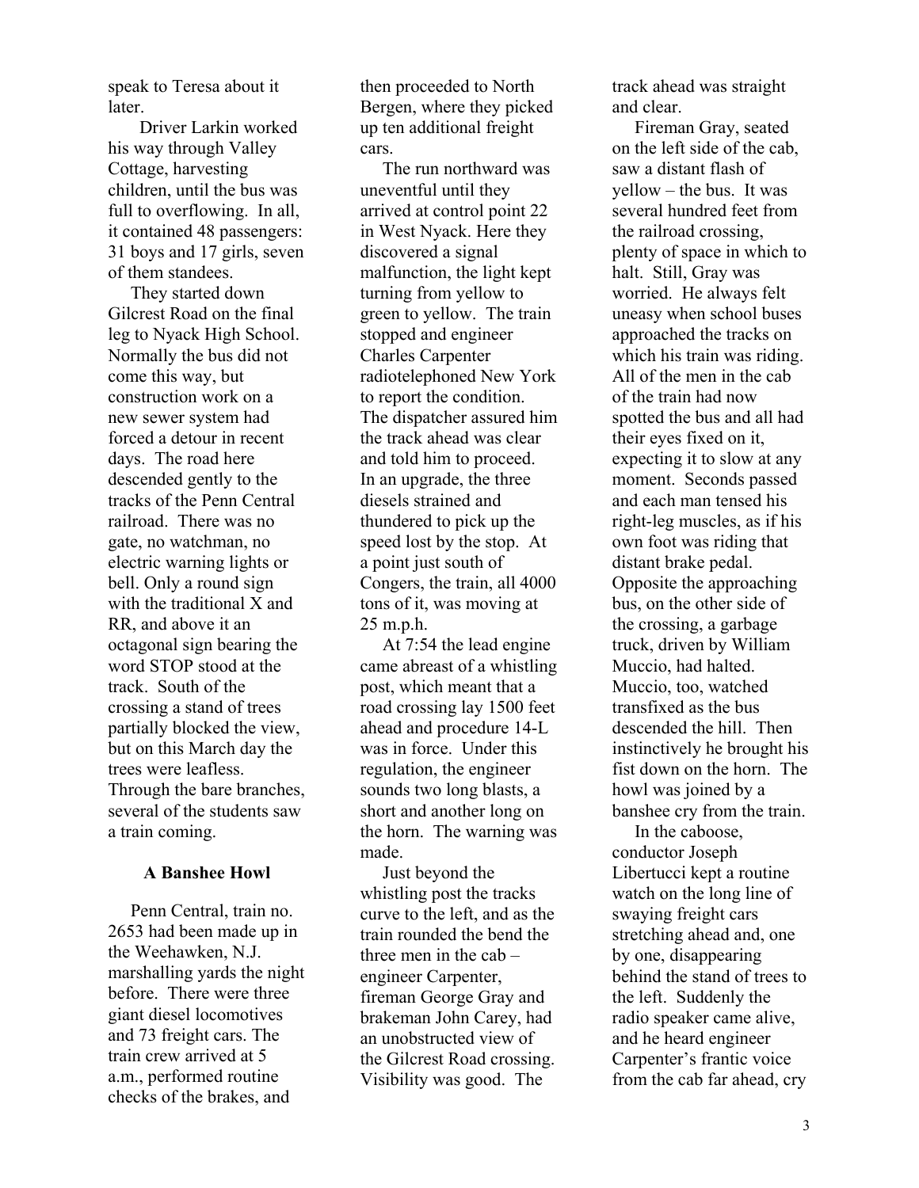speak to Teresa about it later.

Driver Larkin worked his way through Valley Cottage, harvesting children, until the bus was full to overflowing. In all, it contained 48 passengers: 31 boys and 17 girls, seven of them standees.

They started down Gilcrest Road on the final leg to Nyack High School. Normally the bus did not come this way, but construction work on a new sewer system had forced a detour in recent days. The road here descended gently to the tracks of the Penn Central railroad. There was no gate, no watchman, no electric warning lights or bell. Only a round sign with the traditional X and RR, and above it an octagonal sign bearing the word STOP stood at the track. South of the crossing a stand of trees partially blocked the view, but on this March day the trees were leafless. Through the bare branches, several of the students saw a train coming.

### A Banshee Howl

Penn Central, train no. 2653 had been made up in the Weehawken, N.J. marshalling yards the night before. There were three giant diesel locomotives and 73 freight cars. The train crew arrived at 5 a.m., performed routine checks of the brakes, and then proceeded to North Bergen, where they picked up ten additional freight cars.

The run northward was uneventful until they arrived at control point 22 in West Nyack. Here they discovered a signal malfunction, the light kept turning from yellow to green to yellow. The train stopped and engineer Charles Carpenter radiotelephoned New York to report the condition. The dispatcher assured him the track ahead was clear and told him to proceed. In an upgrade, the three diesels strained and thundered to pick up the speed lost by the stop. At a point just south of Congers, the train, all 4000 tons of it, was moving at 25 m.p.h.

At 7:54 the lead engine came abreast of a whistling post, which meant that a road crossing lay 1500 feet ahead and procedure 14-L was in force. Under this regulation, the engineer sounds two long blasts, a short and another long on the horn. The warning was made.

Just beyond the whistling post the tracks curve to the left, and as the train rounded the bend the three men in the cab – engineer Carpenter, fireman George Gray and brakeman John Carey, had an unobstructed view of the Gilcrest Road crossing. Visibility was good. The track ahead was straight and clear.

Fireman Gray, seated on the left side of the cab, saw a distant flash of yellow – the bus. It was several hundred feet from the railroad crossing, plenty of space in which to halt. Still, Gray was worried. He always felt uneasy when school buses approached the tracks on which his train was riding. All of the men in the cab of the train had now spotted the bus and all had their eyes fixed on it, expecting it to slow at any moment. Seconds passed and each man tensed his right-leg muscles, as if his own foot was riding that distant brake pedal. Opposite the approaching bus, on the other side of the crossing, a garbage truck, driven by William Muccio, had halted. Muccio, too, watched transfixed as the bus descended the hill. Then instinctively he brought his fist down on the horn. The howl was joined by a banshee cry from the train.

In the caboose, conductor Joseph Libertucci kept a routine watch on the long line of swaying freight cars stretching ahead and, one by one, disappearing behind the stand of trees to the left. Suddenly the radio speaker came alive, and he heard engineer Carpenter's frantic voice from the cab far ahead, cry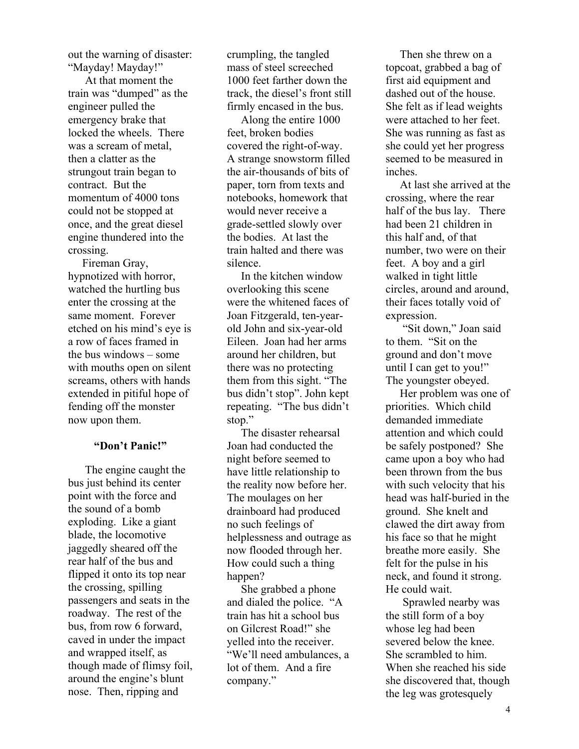out the warning of disaster: "Mayday! Mayday!"

At that moment the train was "dumped" as the engineer pulled the emergency brake that locked the wheels. There was a scream of metal, then a clatter as the strungout train began to contract. But the momentum of 4000 tons could not be stopped at once, and the great diesel engine thundered into the crossing.

Fireman Gray, hypnotized with horror, watched the hurtling bus enter the crossing at the same moment. Forever etched on his mind's eye is a row of faces framed in the bus windows – some with mouths open on silent screams, others with hands extended in pitiful hope of fending off the monster now upon them.

## "Don't Panic!"

The engine caught the bus just behind its center point with the force and the sound of a bomb exploding. Like a giant blade, the locomotive jaggedly sheared off the rear half of the bus and flipped it onto its top near the crossing, spilling passengers and seats in the roadway. The rest of the bus, from row 6 forward, caved in under the impact and wrapped itself, as though made of flimsy foil, around the engine's blunt nose. Then, ripping and crumpling, the tangled mass of steel screeched 1000 feet farther down the track, the diesel's front still firmly encased in the bus.

Along the entire 1000 feet, broken bodies covered the right-of-way. A strange snowstorm filled the air-thousands of bits of paper, torn from texts and notebooks, homework that would never receive a grade-settled slowly over the bodies. At last the train halted and there was silence.

In the kitchen window overlooking this scene were the whitened faces of Joan Fitzgerald, ten-year-old John and six-year-old Eileen. Joan had her arms around her children, but there was no protecting them from this sight. "The bus didn't stop". John kept repeating. "The bus didn't stop."

The disaster rehearsal Joan had conducted the night before seemed to have little relationship to the reality now before her. The moulages on her drainboard had produced no such feelings of helplessness and outrage as now flooded through her. How could such a thing happen?

She grabbed a phone and dialed the police. "A train has hit a school bus on Gilcrest Road!" she yelled into the receiver. "We'll need ambulances, a lot of them. And a fire company."

Then she threw on a topcoat, grabbed a bag of first aid equipment and dashed out of the house. She felt as if lead weights were attached to her feet. She was running as fast as she could yet her progress seemed to be measured in inches.

At last she arrived at the crossing, where the rear half of the bus lay. There had been 21 children in this half and, of that number, two were on their feet. A boy and a girl walked in tight little circles, around and around, their faces totally void of expression.

"Sit down," Joan said to them. "Sit on the ground and don't move until I can get to you!" The youngster obeyed.

Her problem was one of priorities. Which child demanded immediate attention and which could be safely postponed? She came upon a boy who had been thrown from the bus with such velocity that his head was half-buried in the ground. She knelt and clawed the dirt away from his face so that he might breathe more easily. She felt for the pulse in his neck, and found it strong. He could wait.

Sprawled nearby was the still form of a boy whose leg had been severed below the knee. She scrambled to him. When she reached his side she discovered that, though the leg was grotesquely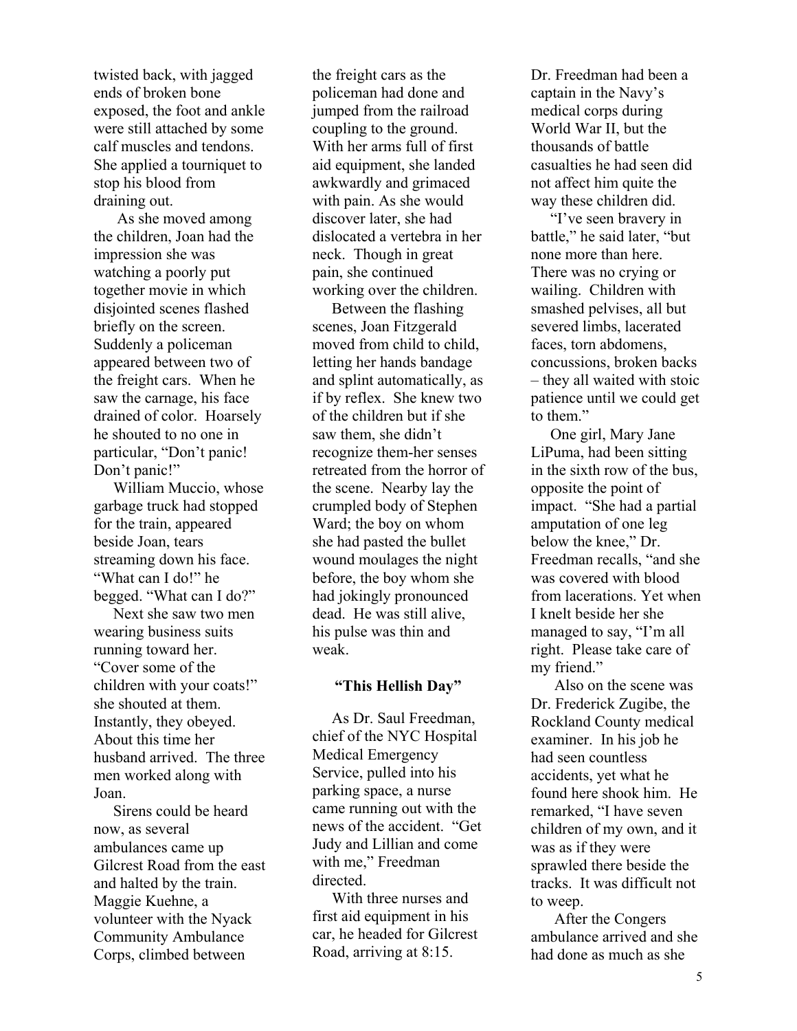twisted back, with jagged ends of broken bone exposed, the foot and ankle were still attached by some calf muscles and tendons. She applied a tourniquet to stop his blood from draining out.

As she moved among the children, Joan had the impression she was watching a poorly put together movie in which disjointed scenes flashed briefly on the screen. Suddenly a policeman appeared between two of the freight cars. When he saw the carnage, his face drained of color. Hoarsely he shouted to no one in particular, "Don't panic! Don't panic!"

William Muccio, whose garbage truck had stopped for the train, appeared beside Joan, tears streaming down his face. "What can I do!" he begged. "What can I do?"

Next she saw two men wearing business suits running toward her. "Cover some of the children with your coats!" she shouted at them. Instantly, they obeyed. About this time her husband arrived. The three men worked along with Joan.

Sirens could be heard now, as several ambulances came up Gilcrest Road from the east and halted by the train. Maggie Kuehne, a volunteer with the Nyack Community Ambulance Corps, climbed between the freight cars as the policeman had done and jumped from the railroad coupling to the ground. With her arms full of first aid equipment, she landed awkwardly and grimaced with pain. As she would discover later, she had dislocated a vertebra in her neck. Though in great pain, she continued working over the children.

Between the flashing scenes, Joan Fitzgerald moved from child to child, letting her hands bandage and splint automatically, as if by reflex. She knew two of the children but if she saw them, she didn't recognize them-her senses retreated from the horror of the scene. Nearby lay the crumpled body of Stephen Ward; the boy on whom she had pasted the bullet wound moulages the night before, the boy whom she had jokingly pronounced dead. He was still alive, his pulse was thin and weak.

**"This Hellish Day"**

As Dr. Saul Freedman, chief of the NYC Hospital Medical Emergency Service, pulled into his parking space, a nurse came running out with the news of the accident. "Get Judy and Lillian and come with me," Freedman directed.

With three nurses and first aid equipment in his car, he headed for Gilcrest Road, arriving at 8:15.

Dr. Freedman had been a captain in the Navy's medical corps during World War II, but the thousands of battle casualties he had seen did not affect him quite the way these children did.

"I've seen bravery in battle," he said later, "but none more than here. There was no crying or wailing. Children with smashed pelvises, all but severed limbs, lacerated faces, torn abdomens, concussions, broken backs – they all waited with stoic patience until we could get to them."

One girl, Mary Jane LiPuma, had been sitting in the sixth row of the bus, opposite the point of impact. "She had a partial amputation of one leg below the knee," Dr. Freedman recalls, "and she was covered with blood from lacerations. Yet when I knelt beside her she managed to say, "I'm all right. Please take care of my friend."

Also on the scene was Dr. Frederick Zugibe, the Rockland County medical examiner. In his job he had seen countless accidents, yet what he found here shook him. He remarked, "I have seven children of my own, and it was as if they were sprawled there beside the tracks. It was difficult not to weep.

After the Congers ambulance arrived and she had done as much as she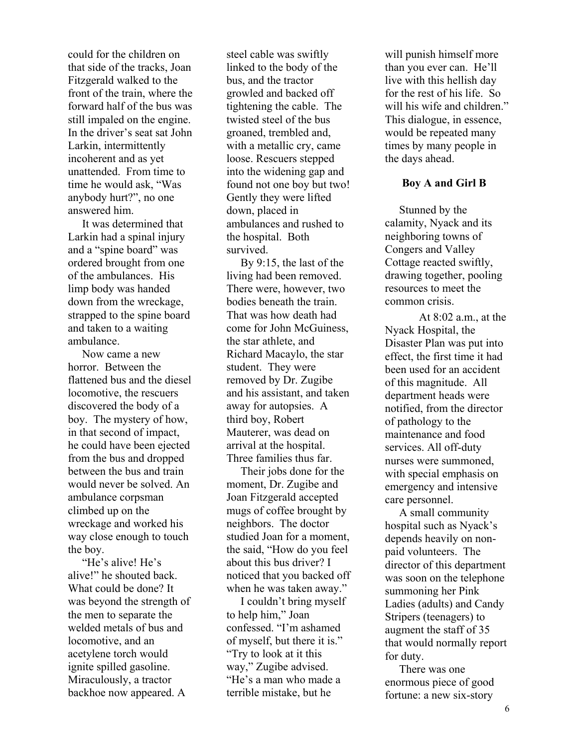could for the children on that side of the tracks, Joan Fitzgerald walked to the front of the train, where the forward half of the bus was still impaled on the engine. In the driver's seat sat John Larkin, intermittently incoherent and as yet unattended. From time to time he would ask, "Was anybody hurt?", no one answered him.

It was determined that Larkin had a spinal injury and a "spine board" was ordered brought from one of the ambulances. His limp body was handed down from the wreckage, strapped to the spine board and taken to a waiting ambulance.

Now came a new horror. Between the flattened bus and the diesel locomotive, the rescuers discovered the body of a boy. The mystery of how, in that second of impact, he could have been ejected from the bus and dropped between the bus and train would never be solved. An ambulance corpsman climbed up on the wreckage and worked his way close enough to touch the boy.

"He's alive! He's alive!" he shouted back. What could be done? It was beyond the strength of the men to separate the welded metals of bus and locomotive, and an acetylene torch would ignite spilled gasoline. Miraculously, a tractor backhoe now appeared. A steel cable was swiftly linked to the body of the bus, and the tractor growled and backed off tightening the cable. The twisted steel of the bus groaned, trembled and, with a metallic cry, came loose. Rescuers stepped into the widening gap and found not one boy but two! Gently they were lifted down, placed in ambulances and rushed to the hospital. Both survived.

By 9:15, the last of the living had been removed. There were, however, two bodies beneath the train. That was how death had come for John McGuiness, the star athlete, and Richard Macaylo, the star student. They were removed by Dr. Zugibe and his assistant, and taken away for autopsies. A third boy, Robert Mauterer, was dead on arrival at the hospital. Three families thus far.

Their jobs done for the moment, Dr. Zugibe and Joan Fitzgerald accepted mugs of coffee brought by neighbors. The doctor studied Joan for a moment, the said, "How do you feel about this bus driver? I noticed that you backed off when he was taken away."

I couldn't bring myself to help him," Joan confessed. "I'm ashamed of myself, but there it is." "Try to look at it this way," Zugibe advised. "He's a man who made a terrible mistake, but he will punish himself more than you ever can. He'll live with this hellish day for the rest of his life. So will his wife and children." This dialogue, in essence, would be repeated many times by many people in the days ahead.

**Boy A and Girl B**

Stunned by the calamity, Nyack and its neighboring towns of Congers and Valley Cottage reacted swiftly, drawing together, pooling resources to meet the common crisis.

At 8:02 a.m., at the Nyack Hospital, the Disaster Plan was put into effect, the first time it had been used for an accident of this magnitude. All department heads were notified, from the director of pathology to the maintenance and food services. All off-duty nurses were summoned, with special emphasis on emergency and intensive care personnel.

A small community hospital such as Nyack's depends heavily on non-paid volunteers. The director of this department was soon on the telephone summoning her Pink Ladies (adults) and Candy Stripers (teenagers) to augment the staff of 35 that would normally report for duty.

There was one enormous piece of good fortune: a new six-story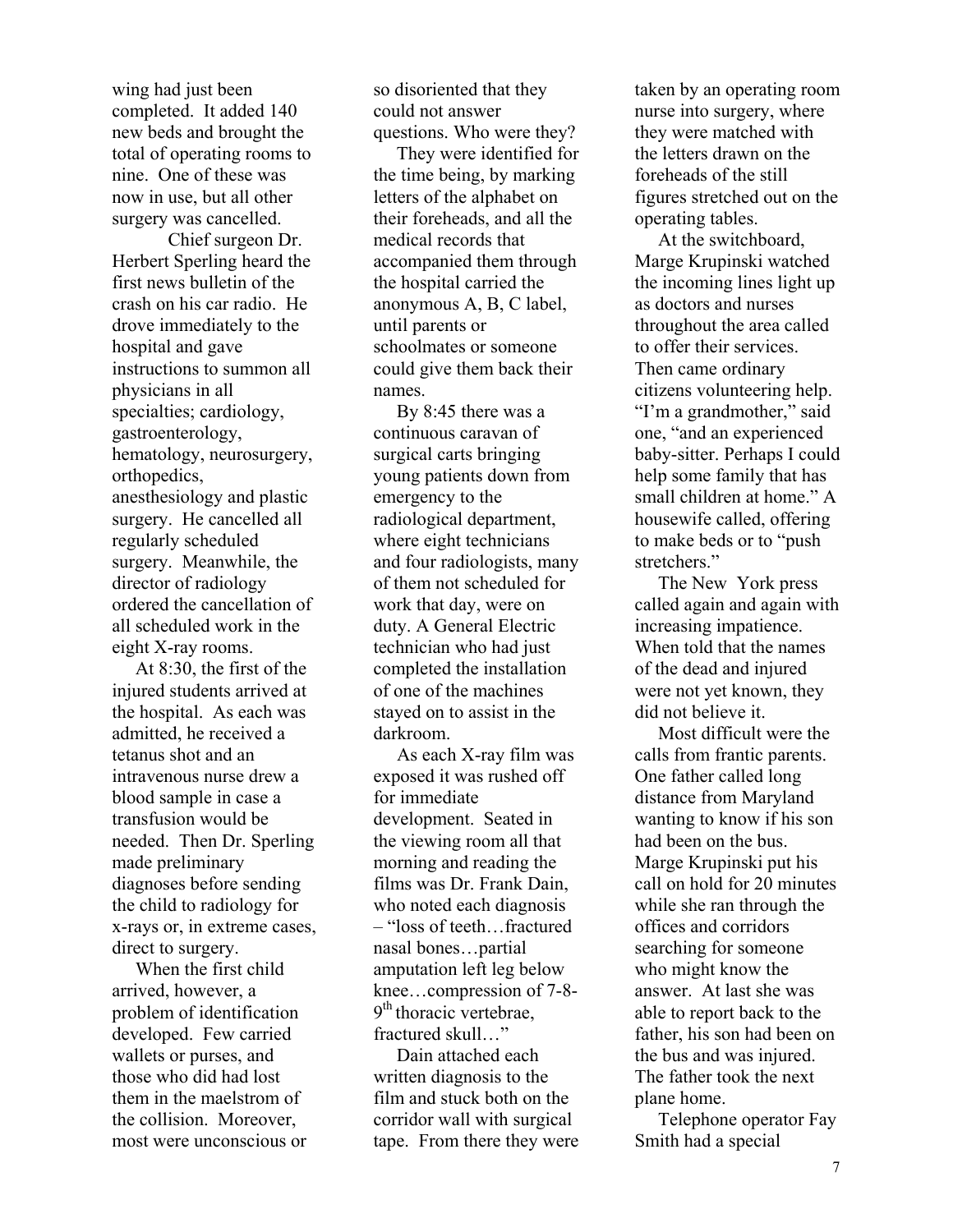wing had just been completed. It added 140 new beds and brought the total of operating rooms to nine. One of these was now in use, but all other surgery was cancelled.

Chief surgeon Dr. Herbert Sperling heard the first news bulletin of the crash on his car radio. He drove immediately to the hospital and gave instructions to summon all physicians in all specialties; cardiology, gastroenterology, hematology, neurosurgery, orthopedics, anesthesiology and plastic surgery. He cancelled all regularly scheduled surgery. Meanwhile, the director of radiology ordered the cancellation of all scheduled work in the eight X-ray rooms.

At 8:30, the first of the injured students arrived at the hospital. As each was admitted, he received a tetanus shot and an intravenous nurse drew a blood sample in case a transfusion would be needed. Then Dr. Sperling made preliminary diagnoses before sending the child to radiology for x-rays or, in extreme cases, direct to surgery.

When the first child arrived, however, a problem of identification developed. Few carried wallets or purses, and those who did had lost them in the maelstrom of the collision. Moreover, most were unconscious or so disoriented that they could not answer questions. Who were they?

They were identified for the time being, by marking letters of the alphabet on their foreheads, and all the medical records that accompanied them through the hospital carried the anonymous A, B, C label, until parents or schoolmates or someone could give them back their names.

By 8:45 there was a continuous caravan of surgical carts bringing young patients down from emergency to the radiological department, where eight technicians and four radiologists, many of them not scheduled for work that day, were on duty. A General Electric technician who had just completed the installation of one of the machines stayed on to assist in the darkroom.

As each X-ray film was exposed it was rushed off for immediate development. Seated in the viewing room all that morning and reading the films was Dr. Frank Dain, who noted each diagnosis – "loss of teeth…fractured nasal bones…partial amputation left leg below knee…compression of 7-8-9th thoracic vertebrae, fractured skull…"

Dain attached each written diagnosis to the film and stuck both on the corridor wall with surgical tape. From there they were taken by an operating room nurse into surgery, where they were matched with the letters drawn on the foreheads of the still figures stretched out on the operating tables.

At the switchboard, Marge Krupinski watched the incoming lines light up as doctors and nurses throughout the area called to offer their services. Then came ordinary citizens volunteering help. "I'm a grandmother," said one, "and an experienced baby-sitter. Perhaps I could help some family that has small children at home." A housewife called, offering to make beds or to "push stretchers."

The New York press called again and again with increasing impatience. When told that the names of the dead and injured were not yet known, they did not believe it.

Most difficult were the calls from frantic parents. One father called long distance from Maryland wanting to know if his son had been on the bus. Marge Krupinski put his call on hold for 20 minutes while she ran through the offices and corridors searching for someone who might know the answer. At last she was able to report back to the father, his son had been on the bus and was injured. The father took the next plane home.

Telephone operator Fay Smith had a special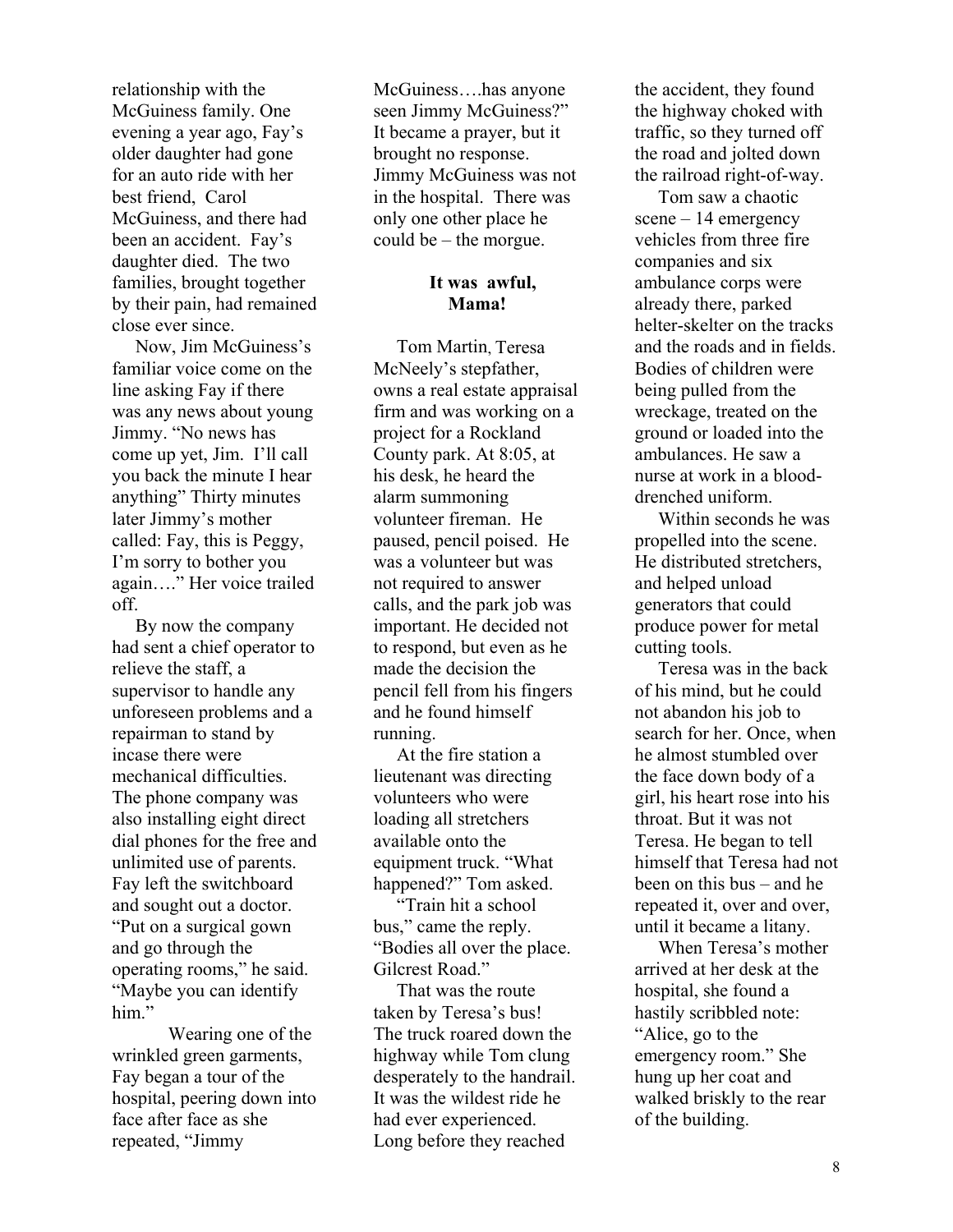relationship with the McGuiness family. One evening a year ago, Fay's older daughter had gone for an auto ride with her best friend, Carol McGuiness, and there had been an accident. Fay's daughter died. The two families, brought together by their pain, had remained close ever since.

Now, Jim McGuiness's familiar voice come on the line asking Fay if there was any news about young Jimmy. "No news has come up yet, Jim. I'll call you back the minute I hear anything" Thirty minutes later Jimmy's mother called: Fay, this is Peggy, I'm sorry to bother you again…." Her voice trailed off.

By now the company had sent a chief operator to relieve the staff, a supervisor to handle any unforeseen problems and a repairman to stand by incase there were mechanical difficulties. The phone company was also installing eight direct dial phones for the free and unlimited use of parents. Fay left the switchboard and sought out a doctor. "Put on a surgical gown and go through the operating rooms," he said. "Maybe you can identify him."

Wearing one of the wrinkled green garments, Fay began a tour of the hospital, peering down into face after face as she repeated, "Jimmy McGuiness….has anyone seen Jimmy McGuiness?" It became a prayer, but it brought no response. Jimmy McGuiness was not in the hospital. There was only one other place he could be – the morgue.

**It was awful, Mama!**

Tom Martin, Teresa McNeely's stepfather, owns a real estate appraisal firm and was working on a project for a Rockland County park. At 8:05, at his desk, he heard the alarm summoning volunteer fireman. He paused, pencil poised. He was a volunteer but was not required to answer calls, and the park job was important. He decided not to respond, but even as he made the decision the pencil fell from his fingers and he found himself running.

At the fire station a lieutenant was directing volunteers who were loading all stretchers available onto the equipment truck. "What happened?" Tom asked.

"Train hit a school bus," came the reply. "Bodies all over the place. Gilcrest Road."

That was the route taken by Teresa's bus! The truck roared down the highway while Tom clung desperately to the handrail. It was the wildest ride he had ever experienced. Long before they reached the accident, they found the highway choked with traffic, so they turned off the road and jolted down the railroad right-of-way.

Tom saw a chaotic scene – 14 emergency vehicles from three fire companies and six ambulance corps were already there, parked helter-skelter on the tracks and the roads and in fields. Bodies of children were being pulled from the wreckage, treated on the ground or loaded into the ambulances. He saw a nurse at work in a blood-drenched uniform.

Within seconds he was propelled into the scene. He distributed stretchers, and helped unload generators that could produce power for metal cutting tools.

Teresa was in the back of his mind, but he could not abandon his job to search for her. Once, when he almost stumbled over the face down body of a girl, his heart rose into his throat. But it was not Teresa. He began to tell himself that Teresa had not been on this bus – and he repeated it, over and over, until it became a litany.

When Teresa's mother arrived at her desk at the hospital, she found a hastily scribbled note: "Alice, go to the emergency room." She hung up her coat and walked briskly to the rear of the building.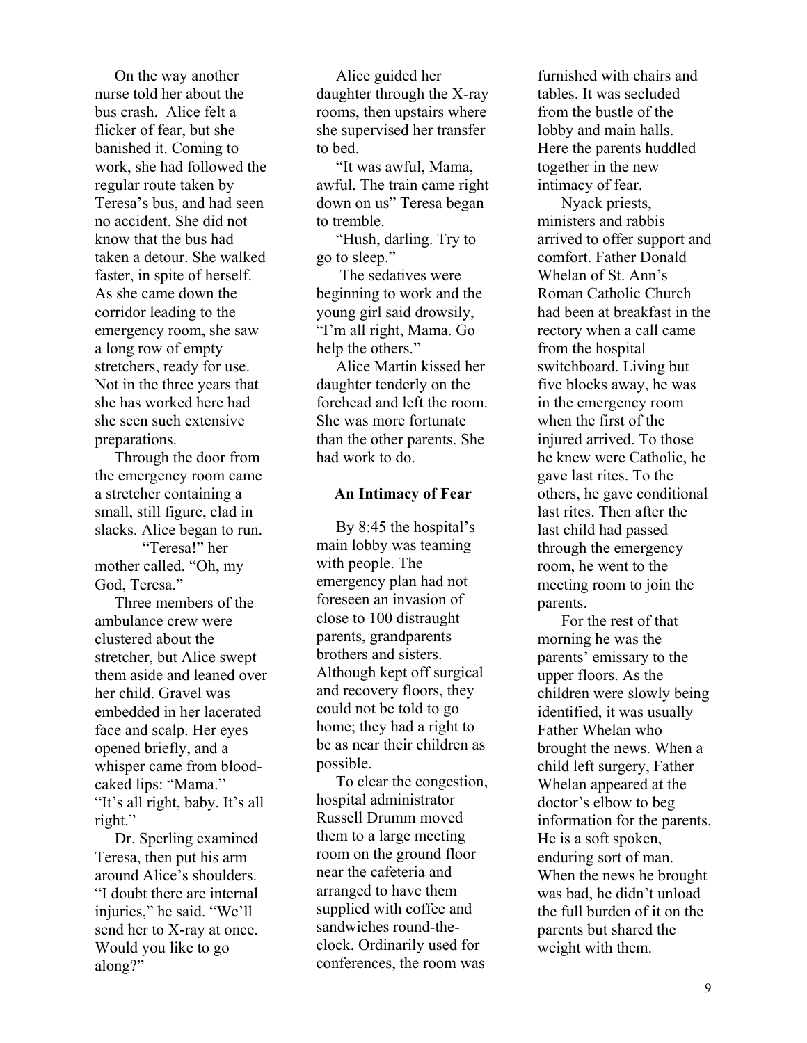On the way another nurse told her about the bus crash. Alice felt a flicker of fear, but she banished it. Coming to work, she had followed the regular route taken by Teresa's bus, and had seen no accident. She did not know that the bus had taken a detour. She walked faster, in spite of herself. As she came down the corridor leading to the emergency room, she saw a long row of empty stretchers, ready for use. Not in the three years that she has worked here had she seen such extensive preparations.

Through the door from the emergency room came a stretcher containing a small, still figure, clad in slacks. Alice began to run.

"Teresa!" her mother called. "Oh, my God, Teresa."

Three members of the ambulance crew were clustered about the stretcher, but Alice swept them aside and leaned over her child. Gravel was embedded in her lacerated face and scalp. Her eyes opened briefly, and a whisper came from blood-caked lips: "Mama."
"It's all right, baby. It's all right."

Dr. Sperling examined Teresa, then put his arm around Alice's shoulders. "I doubt there are internal injuries," he said. "We'll send her to X-ray at once. Would you like to go along?"

Alice guided her daughter through the X-ray rooms, then upstairs where she supervised her transfer to bed.

"It was awful, Mama, awful. The train came right down on us" Teresa began to tremble.

"Hush, darling. Try to go to sleep."

The sedatives were beginning to work and the young girl said drowsily, "I'm all right, Mama. Go help the others."

Alice Martin kissed her daughter tenderly on the forehead and left the room. She was more fortunate than the other parents. She had work to do.

**An Intimacy of Fear**

By 8:45 the hospital's main lobby was teaming with people. The emergency plan had not foreseen an invasion of close to 100 distraught parents, grandparents brothers and sisters. Although kept off surgical and recovery floors, they could not be told to go home; they had a right to be as near their children as possible.

To clear the congestion, hospital administrator Russell Drumm moved them to a large meeting room on the ground floor near the cafeteria and arranged to have them supplied with coffee and sandwiches round-the-clock. Ordinarily used for conferences, the room was furnished with chairs and tables. It was secluded from the bustle of the lobby and main halls. Here the parents huddled together in the new intimacy of fear.

Nyack priests, ministers and rabbis arrived to offer support and comfort. Father Donald Whelan of St. Ann's Roman Catholic Church had been at breakfast in the rectory when a call came from the hospital switchboard. Living but five blocks away, he was in the emergency room when the first of the injured arrived. To those he knew were Catholic, he gave last rites. To the others, he gave conditional last rites. Then after the last child had passed through the emergency room, he went to the meeting room to join the parents.

For the rest of that morning he was the parents' emissary to the upper floors. As the children were slowly being identified, it was usually Father Whelan who brought the news. When a child left surgery, Father Whelan appeared at the doctor's elbow to beg information for the parents. He is a soft spoken, enduring sort of man. When the news he brought was bad, he didn't unload the full burden of it on the parents but shared the weight with them.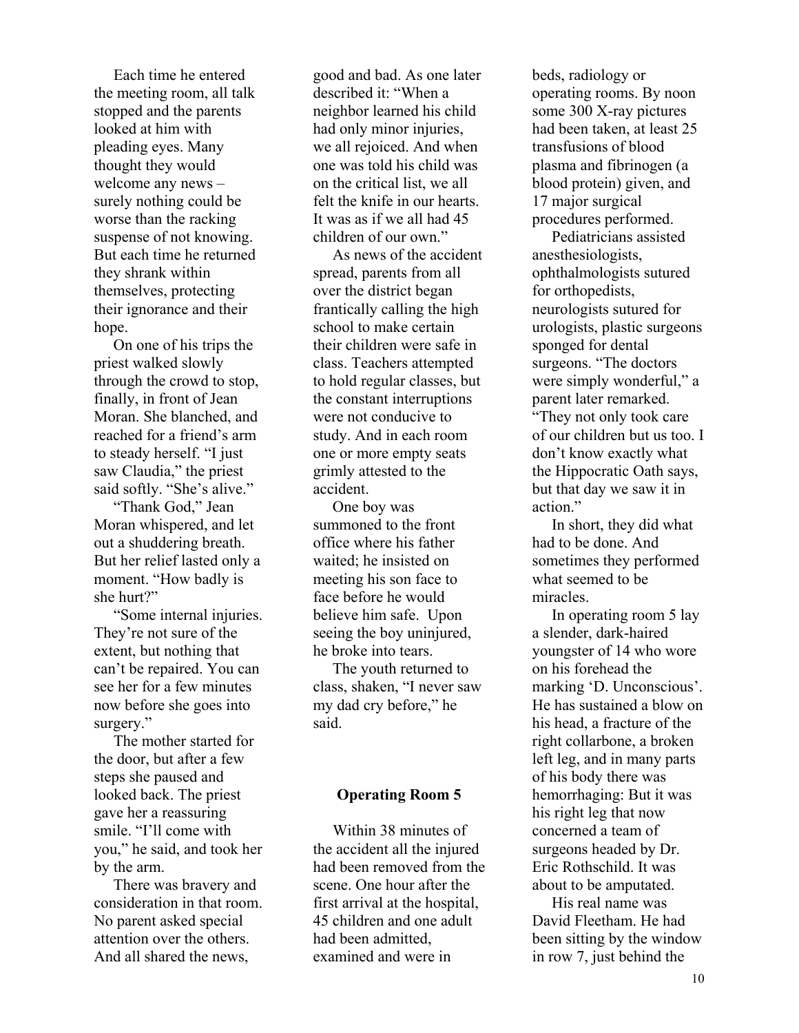Each time he entered the meeting room, all talk stopped and the parents looked at him with pleading eyes. Many thought they would welcome any news – surely nothing could be worse than the racking suspense of not knowing. But each time he returned they shrank within themselves, protecting their ignorance and their hope.

On one of his trips the priest walked slowly through the crowd to stop, finally, in front of Jean Moran. She blanched, and reached for a friend's arm to steady herself. "I just saw Claudia," the priest said softly. "She's alive."

"Thank God," Jean Moran whispered, and let out a shuddering breath. But her relief lasted only a moment. "How badly is she hurt?"

"Some internal injuries. They're not sure of the extent, but nothing that can't be repaired. You can see her for a few minutes now before she goes into surgery."

The mother started for the door, but after a few steps she paused and looked back. The priest gave her a reassuring smile. "I'll come with you," he said, and took her by the arm.

There was bravery and consideration in that room. No parent asked special attention over the others. And all shared the news, good and bad. As one later described it: "When a neighbor learned his child had only minor injuries, we all rejoiced. And when one was told his child was on the critical list, we all felt the knife in our hearts. It was as if we all had 45 children of our own."

As news of the accident spread, parents from all over the district began frantically calling the high school to make certain their children were safe in class. Teachers attempted to hold regular classes, but the constant interruptions were not conducive to study. And in each room one or more empty seats grimly attested to the accident.

One boy was summoned to the front office where his father waited; he insisted on meeting his son face to face before he would believe him safe. Upon seeing the boy uninjured, he broke into tears.

The youth returned to class, shaken, "I never saw my dad cry before," he said.

## Operating Room 5

Within 38 minutes of the accident all the injured had been removed from the scene. One hour after the first arrival at the hospital, 45 children and one adult had been admitted, examined and were in beds, radiology or operating rooms. By noon some 300 X-ray pictures had been taken, at least 25 transfusions of blood plasma and fibrinogen (a blood protein) given, and 17 major surgical procedures performed.

Pediatricians assisted anesthesiologists, ophthalmologists sutured for orthopedists, neurologists sutured for urologists, plastic surgeons sponged for dental surgeons. "The doctors were simply wonderful," a parent later remarked. "They not only took care of our children but us too. I don't know exactly what the Hippocratic Oath says, but that day we saw it in action."

In short, they did what had to be done. And sometimes they performed what seemed to be miracles.

In operating room 5 lay a slender, dark-haired youngster of 14 who wore on his forehead the marking 'D. Unconscious'. He has sustained a blow on his head, a fracture of the right collarbone, a broken left leg, and in many parts of his body there was hemorrhaging: But it was his right leg that now concerned a team of surgeons headed by Dr. Eric Rothschild. It was about to be amputated.

His real name was David Fleetham. He had been sitting by the window in row 7, just behind the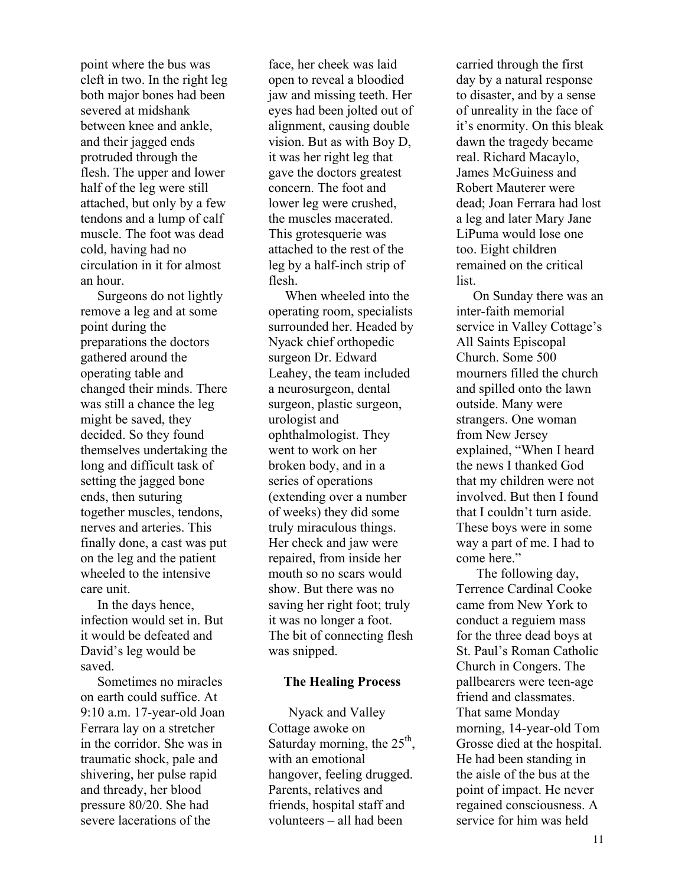point where the bus was cleft in two. In the right leg both major bones had been severed at midshank between knee and ankle, and their jagged ends protruded through the flesh. The upper and lower half of the leg were still attached, but only by a few tendons and a lump of calf muscle. The foot was dead cold, having had no circulation in it for almost an hour.

Surgeons do not lightly remove a leg and at some point during the preparations the doctors gathered around the operating table and changed their minds. There was still a chance the leg might be saved, they decided. So they found themselves undertaking the long and difficult task of setting the jagged bone ends, then suturing together muscles, tendons, nerves and arteries. This finally done, a cast was put on the leg and the patient wheeled to the intensive care unit.

In the days hence, infection would set in. But it would be defeated and David's leg would be saved.

Sometimes no miracles on earth could suffice. At 9:10 a.m. 17-year-old Joan Ferrara lay on a stretcher in the corridor. She was in traumatic shock, pale and shivering, her pulse rapid and thready, her blood pressure 80/20. She had severe lacerations of the face, her cheek was laid open to reveal a bloodied jaw and missing teeth. Her eyes had been jolted out of alignment, causing double vision. But as with Boy D, it was her right leg that gave the doctors greatest concern. The foot and lower leg were crushed, the muscles macerated. This grotesquerie was attached to the rest of the leg by a half-inch strip of flesh.

When wheeled into the operating room, specialists surrounded her. Headed by Nyack chief orthopedic surgeon Dr. Edward Leahey, the team included a neurosurgeon, dental surgeon, plastic surgeon, urologist and ophthalmologist. They went to work on her broken body, and in a series of operations (extending over a number of weeks) they did some truly miraculous things. Her check and jaw were repaired, from inside her mouth so no scars would show. But there was no saving her right foot; truly it was no longer a foot. The bit of connecting flesh was snipped.

**The Healing Process**

Nyack and Valley Cottage awoke on Saturday morning, the 25th, with an emotional hangover, feeling drugged. Parents, relatives and friends, hospital staff and volunteers – all had been carried through the first day by a natural response to disaster, and by a sense of unreality in the face of it's enormity. On this bleak dawn the tragedy became real. Richard Macaylo, James McGuiness and Robert Mauterer were dead; Joan Ferrara had lost a leg and later Mary Jane LiPuma would lose one too. Eight children remained on the critical list.

On Sunday there was an inter-faith memorial service in Valley Cottage's All Saints Episcopal Church. Some 500 mourners filled the church and spilled onto the lawn outside. Many were strangers. One woman from New Jersey explained, "When I heard the news I thanked God that my children were not involved. But then I found that I couldn't turn aside. These boys were in some way a part of me. I had to come here."

The following day, Terrence Cardinal Cooke came from New York to conduct a reguiem mass for the three dead boys at St. Paul's Roman Catholic Church in Congers. The pallbearers were teen-age friend and classmates. That same Monday morning, 14-year-old Tom Grosse died at the hospital. He had been standing in the aisle of the bus at the point of impact. He never regained consciousness. A service for him was held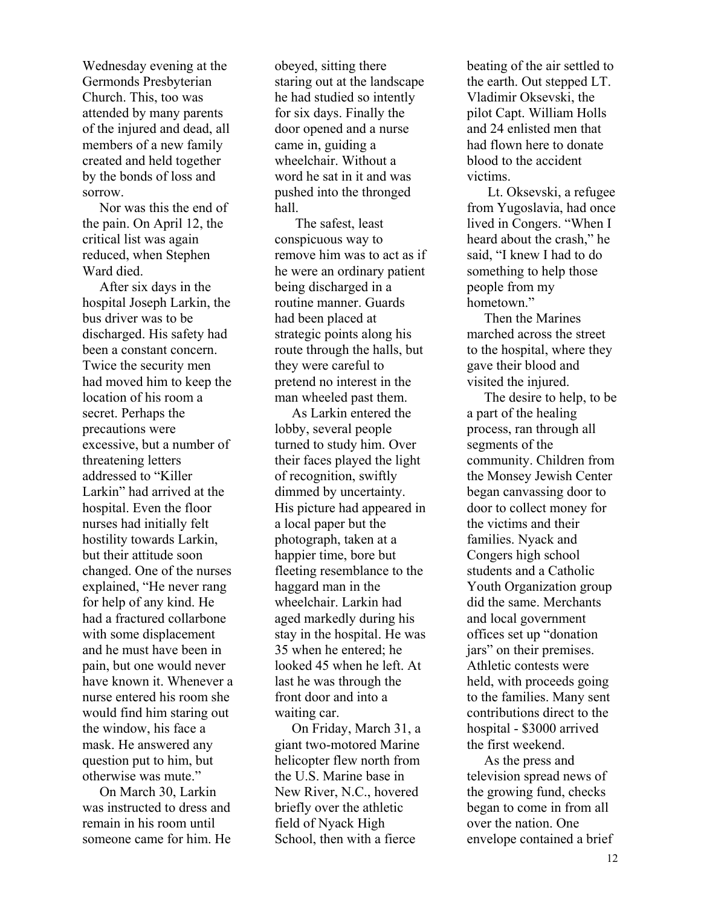Wednesday evening at the Germonds Presbyterian Church. This, too was attended by many parents of the injured and dead, all members of a new family created and held together by the bonds of loss and sorrow.

Nor was this the end of the pain. On April 12, the critical list was again reduced, when Stephen Ward died.

After six days in the hospital Joseph Larkin, the bus driver was to be discharged. His safety had been a constant concern. Twice the security men had moved him to keep the location of his room a secret. Perhaps the precautions were excessive, but a number of threatening letters addressed to "Killer Larkin" had arrived at the hospital. Even the floor nurses had initially felt hostility towards Larkin, but their attitude soon changed. One of the nurses explained, "He never rang for help of any kind. He had a fractured collarbone with some displacement and he must have been in pain, but one would never have known it. Whenever a nurse entered his room she would find him staring out the window, his face a mask. He answered any question put to him, but otherwise was mute."

On March 30, Larkin was instructed to dress and remain in his room until someone came for him. He obeyed, sitting there staring out at the landscape he had studied so intently for six days. Finally the door opened and a nurse came in, guiding a wheelchair. Without a word he sat in it and was pushed into the thronged hall.

The safest, least conspicuous way to remove him was to act as if he were an ordinary patient being discharged in a routine manner. Guards had been placed at strategic points along his route through the halls, but they were careful to pretend no interest in the man wheeled past them.

As Larkin entered the lobby, several people turned to study him. Over their faces played the light of recognition, swiftly dimmed by uncertainty. His picture had appeared in a local paper but the photograph, taken at a happier time, bore but fleeting resemblance to the haggard man in the wheelchair. Larkin had aged markedly during his stay in the hospital. He was 35 when he entered; he looked 45 when he left. At last he was through the front door and into a waiting car.

On Friday, March 31, a giant two-motored Marine helicopter flew north from the U.S. Marine base in New River, N.C., hovered briefly over the athletic field of Nyack High School, then with a fierce beating of the air settled to the earth. Out stepped LT. Vladimir Oksevski, the pilot Capt. William Holls and 24 enlisted men that had flown here to donate blood to the accident victims.

Lt. Oksevski, a refugee from Yugoslavia, had once lived in Congers. "When I heard about the crash," he said, "I knew I had to do something to help those people from my hometown."

Then the Marines marched across the street to the hospital, where they gave their blood and visited the injured.

The desire to help, to be a part of the healing process, ran through all segments of the community. Children from the Monsey Jewish Center began canvassing door to door to collect money for the victims and their families. Nyack and Congers high school students and a Catholic Youth Organization group did the same. Merchants and local government offices set up "donation jars" on their premises. Athletic contests were held, with proceeds going to the families. Many sent contributions direct to the hospital - $3000 arrived the first weekend.

As the press and television spread news of the growing fund, checks began to come in from all over the nation. One envelope contained a brief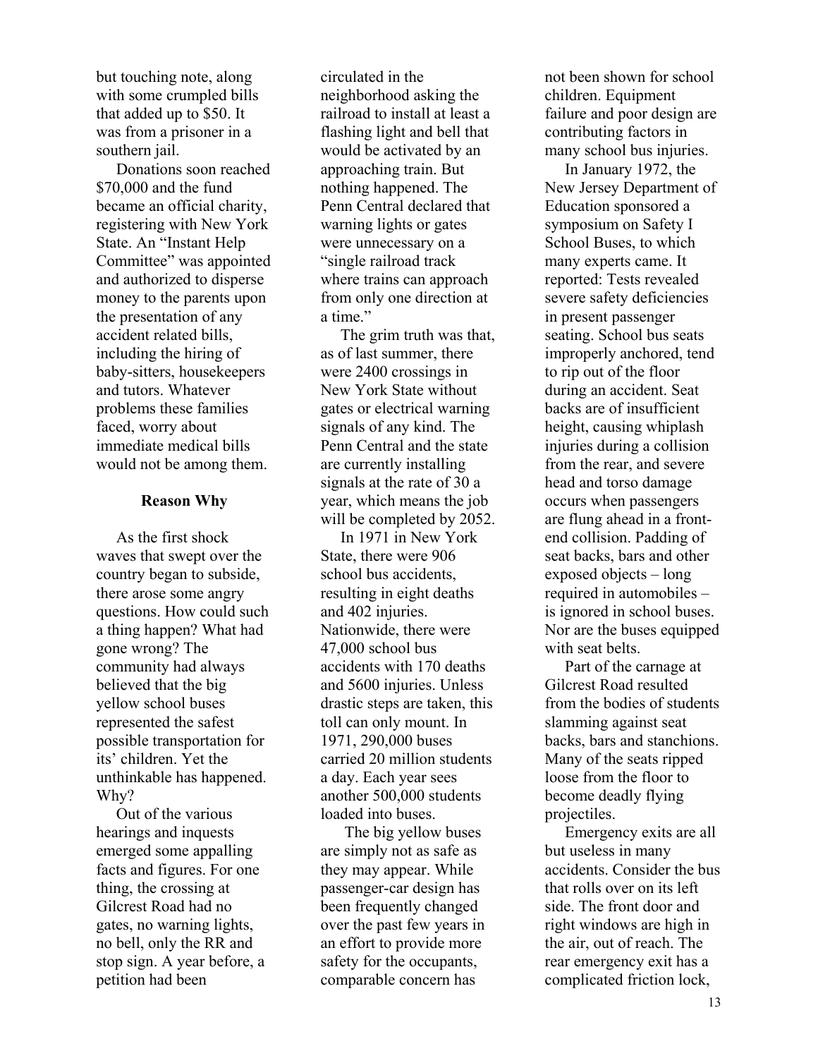but touching note, along with some crumpled bills that added up to $50. It was from a prisoner in a southern jail.

Donations soon reached $70,000 and the fund became an official charity, registering with New York State. An "Instant Help Committee" was appointed and authorized to disperse money to the parents upon the presentation of any accident related bills, including the hiring of baby-sitters, housekeepers and tutors. Whatever problems these families faced, worry about immediate medical bills would not be among them.

**Reason Why**

As the first shock waves that swept over the country began to subside, there arose some angry questions. How could such a thing happen? What had gone wrong? The community had always believed that the big yellow school buses represented the safest possible transportation for its' children. Yet the unthinkable has happened. Why?

Out of the various hearings and inquests emerged some appalling facts and figures. For one thing, the crossing at Gilcrest Road had no gates, no warning lights, no bell, only the RR and stop sign. A year before, a petition had been circulated in the neighborhood asking the railroad to install at least a flashing light and bell that would be activated by an approaching train. But nothing happened. The Penn Central declared that warning lights or gates were unnecessary on a "single railroad track where trains can approach from only one direction at a time."

The grim truth was that, as of last summer, there were 2400 crossings in New York State without gates or electrical warning signals of any kind. The Penn Central and the state are currently installing signals at the rate of 30 a year, which means the job will be completed by 2052.

In 1971 in New York State, there were 906 school bus accidents, resulting in eight deaths and 402 injuries. Nationwide, there were 47,000 school bus accidents with 170 deaths and 5600 injuries. Unless drastic steps are taken, this toll can only mount. In 1971, 290,000 buses carried 20 million students a day. Each year sees another 500,000 students loaded into buses.

The big yellow buses are simply not as safe as they may appear. While passenger-car design has been frequently changed over the past few years in an effort to provide more safety for the occupants, comparable concern has not been shown for school children. Equipment failure and poor design are contributing factors in many school bus injuries.

In January 1972, the New Jersey Department of Education sponsored a symposium on Safety I School Buses, to which many experts came. It reported: Tests revealed severe safety deficiencies in present passenger seating. School bus seats improperly anchored, tend to rip out of the floor during an accident. Seat backs are of insufficient height, causing whiplash injuries during a collision from the rear, and severe head and torso damage occurs when passengers are flung ahead in a front-end collision. Padding of seat backs, bars and other exposed objects – long required in automobiles – is ignored in school buses. Nor are the buses equipped with seat belts.

Part of the carnage at Gilcrest Road resulted from the bodies of students slamming against seat backs, bars and stanchions. Many of the seats ripped loose from the floor to become deadly flying projectiles.

Emergency exits are all but useless in many accidents. Consider the bus that rolls over on its left side. The front door and right windows are high in the air, out of reach. The rear emergency exit has a complicated friction lock,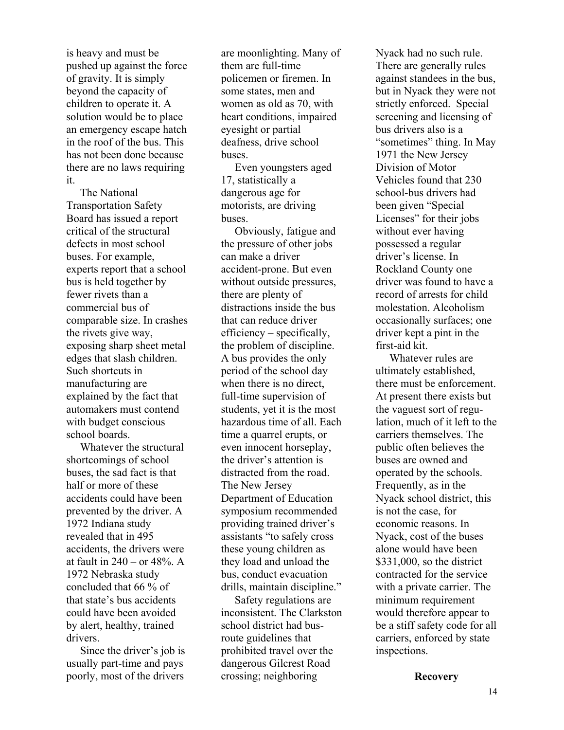is heavy and must be pushed up against the force of gravity. It is simply beyond the capacity of children to operate it. A solution would be to place an emergency escape hatch in the roof of the bus. This has not been done because there are no laws requiring it.

The National Transportation Safety Board has issued a report critical of the structural defects in most school buses. For example, experts report that a school bus is held together by fewer rivets than a commercial bus of comparable size. In crashes the rivets give way, exposing sharp sheet metal edges that slash children. Such shortcuts in manufacturing are explained by the fact that automakers must contend with budget conscious school boards.

Whatever the structural shortcomings of school buses, the sad fact is that half or more of these accidents could have been prevented by the driver. A 1972 Indiana study revealed that in 495 accidents, the drivers were at fault in 240 – or 48%. A 1972 Nebraska study concluded that 66 % of that state's bus accidents could have been avoided by alert, healthy, trained drivers.

Since the driver's job is usually part-time and pays poorly, most of the drivers are moonlighting. Many of them are full-time policemen or firemen. In some states, men and women as old as 70, with heart conditions, impaired eyesight or partial deafness, drive school buses.

Even youngsters aged 17, statistically a dangerous age for motorists, are driving buses.

Obviously, fatigue and the pressure of other jobs can make a driver accident-prone. But even without outside pressures, there are plenty of distractions inside the bus that can reduce driver efficiency – specifically, the problem of discipline. A bus provides the only period of the school day when there is no direct, full-time supervision of students, yet it is the most hazardous time of all. Each time a quarrel erupts, or even innocent horseplay, the driver's attention is distracted from the road. The New Jersey Department of Education symposium recommended providing trained driver's assistants "to safely cross these young children as they load and unload the bus, conduct evacuation drills, maintain discipline."

Safety regulations are inconsistent. The Clarkston school district had bus-route guidelines that prohibited travel over the dangerous Gilcrest Road crossing; neighboring Nyack had no such rule. There are generally rules against standees in the bus, but in Nyack they were not strictly enforced. Special screening and licensing of bus drivers also is a "sometimes" thing. In May 1971 the New Jersey Division of Motor Vehicles found that 230 school-bus drivers had been given "Special Licenses" for their jobs without ever having possessed a regular driver's license. In Rockland County one driver was found to have a record of arrests for child molestation. Alcoholism occasionally surfaces; one driver kept a pint in the first-aid kit.

Whatever rules are ultimately established, there must be enforcement. At present there exists but the vaguest sort of regulation, much of it left to the carriers themselves. The public often believes the buses are owned and operated by the schools. Frequently, as in the Nyack school district, this is not the case, for economic reasons. In Nyack, cost of the buses alone would have been $331,000, so the district contracted for the service with a private carrier. The minimum requirement would therefore appear to be a stiff safety code for all carriers, enforced by state inspections.

**Recovery**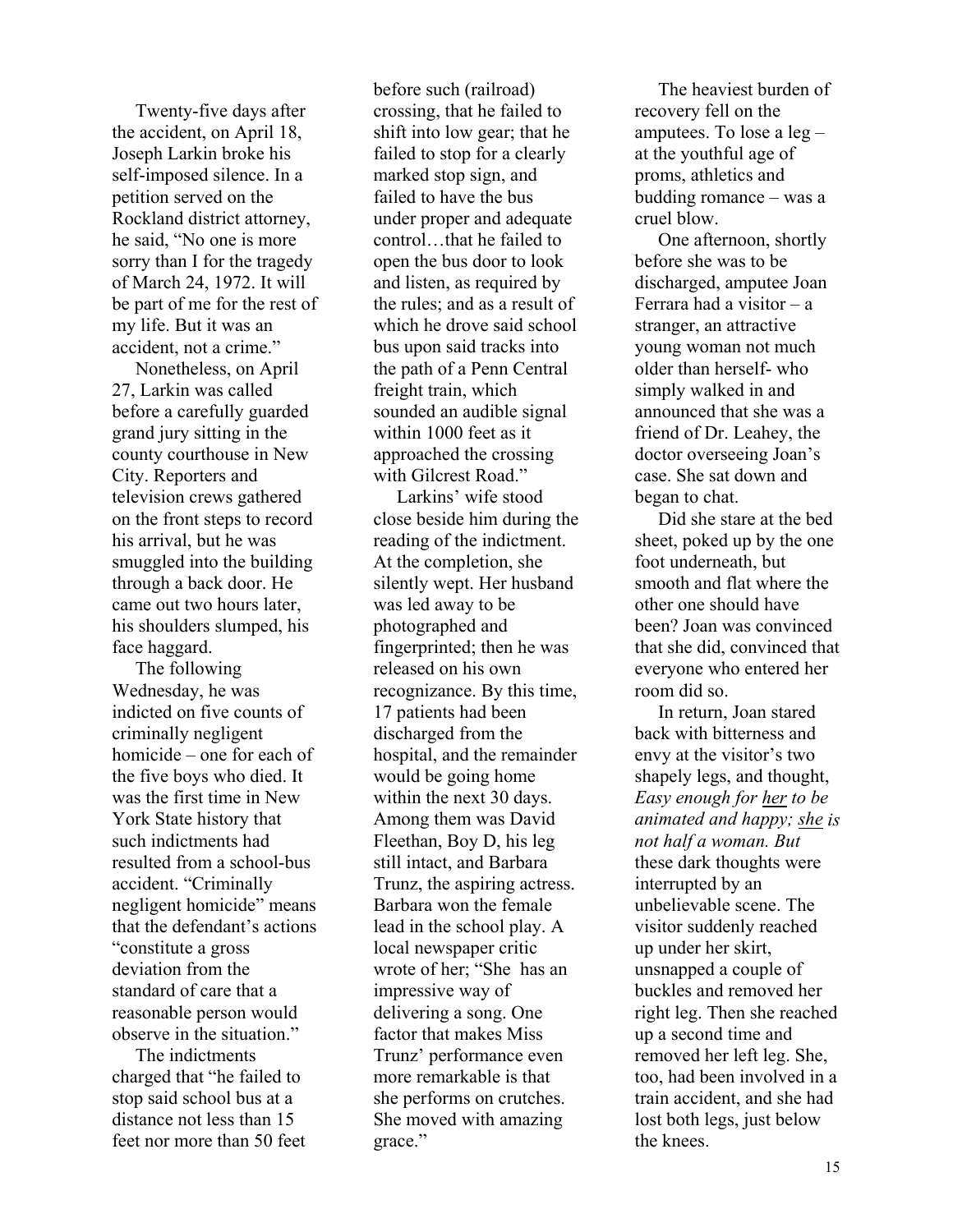Twenty-five days after the accident, on April 18, Joseph Larkin broke his self-imposed silence. In a petition served on the Rockland district attorney, he said, "No one is more sorry than I for the tragedy of March 24, 1972. It will be part of me for the rest of my life. But it was an accident, not a crime."

Nonetheless, on April 27, Larkin was called before a carefully guarded grand jury sitting in the county courthouse in New City. Reporters and television crews gathered on the front steps to record his arrival, but he was smuggled into the building through a back door. He came out two hours later, his shoulders slumped, his face haggard.

The following Wednesday, he was indicted on five counts of criminally negligent homicide – one for each of the five boys who died. It was the first time in New York State history that such indictments had resulted from a school-bus accident. "Criminally negligent homicide" means that the defendant's actions "constitute a gross deviation from the standard of care that a reasonable person would observe in the situation."

The indictments charged that "he failed to stop said school bus at a distance not less than 15 feet nor more than 50 feet before such (railroad) crossing, that he failed to shift into low gear; that he failed to stop for a clearly marked stop sign, and failed to have the bus under proper and adequate control…that he failed to open the bus door to look and listen, as required by the rules; and as a result of which he drove said school bus upon said tracks into the path of a Penn Central freight train, which sounded an audible signal within 1000 feet as it approached the crossing with Gilcrest Road."

Larkins' wife stood close beside him during the reading of the indictment. At the completion, she silently wept. Her husband was led away to be photographed and fingerprinted; then he was released on his own recognizance. By this time, 17 patients had been discharged from the hospital, and the remainder would be going home within the next 30 days. Among them was David Fleethan, Boy D, his leg still intact, and Barbara Trunz, the aspiring actress. Barbara won the female lead in the school play. A local newspaper critic wrote of her; "She has an impressive way of delivering a song. One factor that makes Miss Trunz' performance even more remarkable is that she performs on crutches. She moved with amazing grace."

The heaviest burden of recovery fell on the amputees. To lose a leg – at the youthful age of proms, athletics and budding romance – was a cruel blow.

One afternoon, shortly before she was to be discharged, amputee Joan Ferrara had a visitor – a stranger, an attractive young woman not much older than herself- who simply walked in and announced that she was a friend of Dr. Leahey, the doctor overseeing Joan's case. She sat down and began to chat.

Did she stare at the bed sheet, poked up by the one foot underneath, but smooth and flat where the other one should have been? Joan was convinced that she did, convinced that everyone who entered her room did so.

In return, Joan stared back with bitterness and envy at the visitor's two shapely legs, and thought, *Easy enough for <u>her</u> to be animated and happy; <u>she</u> is not half a woman. But* these dark thoughts were interrupted by an unbelievable scene. The visitor suddenly reached up under her skirt, unsnapped a couple of buckles and removed her right leg. Then she reached up a second time and removed her left leg. She, too, had been involved in a train accident, and she had lost both legs, just below the knees.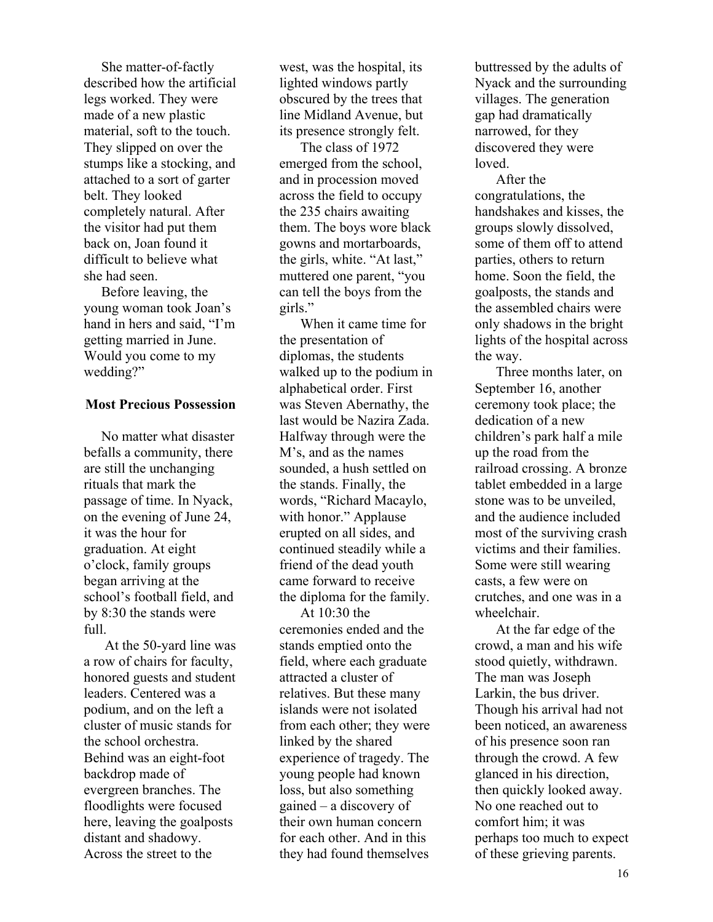She matter-of-factly described how the artificial legs worked. They were made of a new plastic material, soft to the touch. They slipped on over the stumps like a stocking, and attached to a sort of garter belt. They looked completely natural. After the visitor had put them back on, Joan found it difficult to believe what she had seen.

Before leaving, the young woman took Joan's hand in hers and said, "I'm getting married in June. Would you come to my wedding?"

**Most Precious Possession**

No matter what disaster befalls a community, there are still the unchanging rituals that mark the passage of time. In Nyack, on the evening of June 24, it was the hour for graduation. At eight o'clock, family groups began arriving at the school's football field, and by 8:30 the stands were full.

At the 50-yard line was a row of chairs for faculty, honored guests and student leaders. Centered was a podium, and on the left a cluster of music stands for the school orchestra. Behind was an eight-foot backdrop made of evergreen branches. The floodlights were focused here, leaving the goalposts distant and shadowy. Across the street to the west, was the hospital, its lighted windows partly obscured by the trees that line Midland Avenue, but its presence strongly felt.

The class of 1972 emerged from the school, and in procession moved across the field to occupy the 235 chairs awaiting them. The boys wore black gowns and mortarboards, the girls, white. "At last," muttered one parent, "you can tell the boys from the girls."

When it came time for the presentation of diplomas, the students walked up to the podium in alphabetical order. First was Steven Abernathy, the last would be Nazira Zada. Halfway through were the M's, and as the names sounded, a hush settled on the stands. Finally, the words, "Richard Macaylo, with honor." Applause erupted on all sides, and continued steadily while a friend of the dead youth came forward to receive the diploma for the family.

At 10:30 the ceremonies ended and the stands emptied onto the field, where each graduate attracted a cluster of relatives. But these many islands were not isolated from each other; they were linked by the shared experience of tragedy. The young people had known loss, but also something gained – a discovery of their own human concern for each other. And in this they had found themselves buttressed by the adults of Nyack and the surrounding villages. The generation gap had dramatically narrowed, for they discovered they were loved.

After the congratulations, the handshakes and kisses, the groups slowly dissolved, some of them off to attend parties, others to return home. Soon the field, the goalposts, the stands and the assembled chairs were only shadows in the bright lights of the hospital across the way.

Three months later, on September 16, another ceremony took place; the dedication of a new children's park half a mile up the road from the railroad crossing. A bronze tablet embedded in a large stone was to be unveiled, and the audience included most of the surviving crash victims and their families. Some were still wearing casts, a few were on crutches, and one was in a wheelchair.

At the far edge of the crowd, a man and his wife stood quietly, withdrawn. The man was Joseph Larkin, the bus driver. Though his arrival had not been noticed, an awareness of his presence soon ran through the crowd. A few glanced in his direction, then quickly looked away. No one reached out to comfort him; it was perhaps too much to expect of these grieving parents.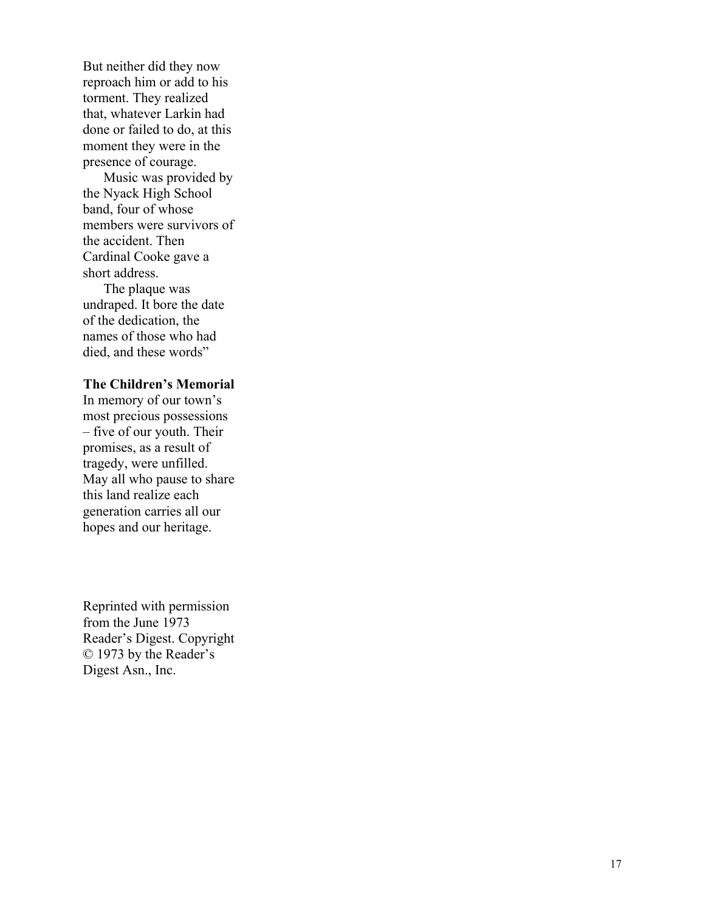But neither did they now reproach him or add to his torment. They realized that, whatever Larkin had done or failed to do, at this moment they were in the presence of courage.

Music was provided by the Nyack High School band, four of whose members were survivors of the accident. Then Cardinal Cooke gave a short address.

The plaque was undraped. It bore the date of the dedication, the names of those who had died, and these words"

**The Children's Memorial**
In memory of our town's most precious possessions – five of our youth. Their promises, as a result of tragedy, were unfilled. May all who pause to share this land realize each generation carries all our hopes and our heritage.

Reprinted with permission from the June 1973 Reader's Digest. Copyright © 1973 by the Reader's Digest Asn., Inc.